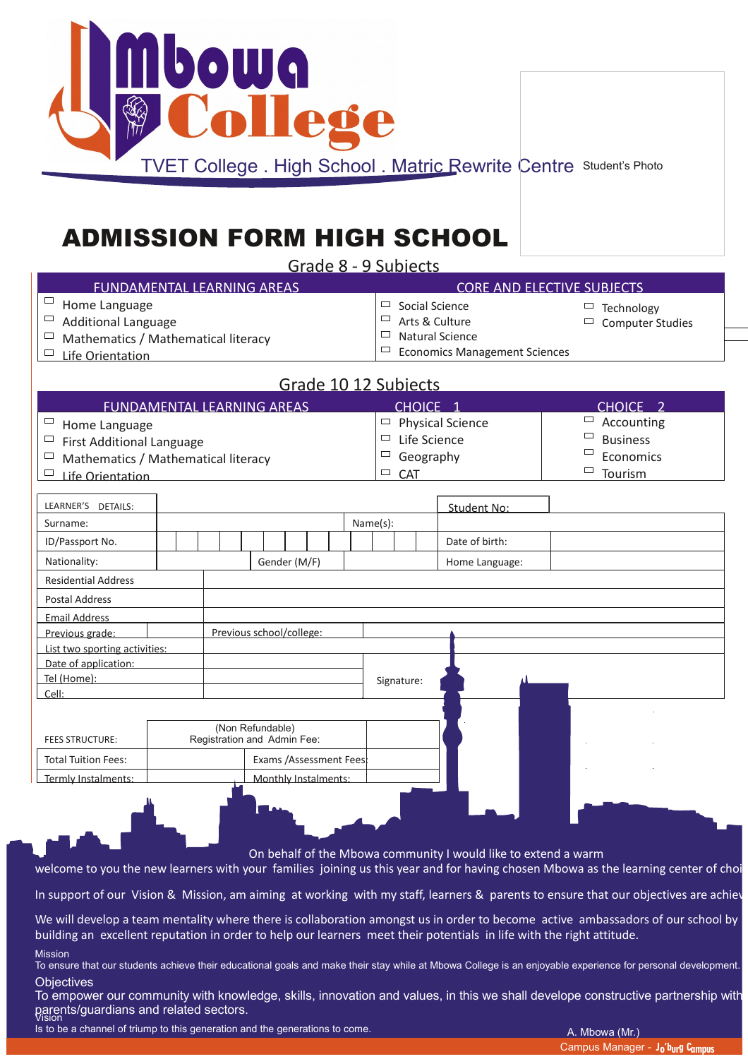# Mbowa College

TVET College . High School . Matric Rewrite Centre

Student's Photo

# ADMISSION FORM HIGH SCHOOL

## Grade 8 - 9 Subjects

| FUNDAMENTAL LEARNING AREAS | CORE AND ELECTIVE SUBJECTS | |
|---|---|---|
| ☐ Home Language | ☐ Social Science | ☐ Technology |
| ☐ Additional Language | ☐ Arts & Culture | ☐ Computer Studies |
| ☐ Mathematics / Mathematical literacy | ☐ Natural Science | |
| ☐ Life Orientation | ☐ Economics Management Sciences | |

## Grade 10 12 Subjects

| FUNDAMENTAL LEARNING AREAS | CHOICE 1 | CHOICE 2 |
|---|---|---|
| ☐ Home Language | ☐ Physical Science | ☐ Accounting |
| ☐ First Additional Language | ☐ Life Science | ☐ Business |
| ☐ Mathematics / Mathematical literacy | ☐ Geography | ☐ Economics |
| ☐ Life Orientation | ☐ CAT | ☐ Tourism |

| LEARNER'S DETAILS: | | | Student No: | |
|---|---|---|---|---|
| Surname: | | Name(s): | | |
| ID/Passport No. | | | Date of birth: | |
| Nationality: | | Gender (M/F) | Home Language: | |
| Residential Address | | | | |
| Postal Address | | | | |
| Email Address | | | | |
| Previous grade: | | Previous school/college: | | |
| List two sporting activities: | | | | |
| Date of application: | | | | |
| Tel (Home): | | Signature: | | |
| Cell: | | | | |

| FEES STRUCTURE: | (Non Refundable) Registration and Admin Fee: | | |
|---|---|---|---|
| Total Tuition Fees: | | Exams /Assessment Fees: | |
| Termly Instalments: | | Monthly Instalments: | |

On behalf of the Mbowa community I would like to extend a warm welcome to you the new learners with your families joining us this year and for having chosen Mbowa as the learning center of choi

In support of our Vision & Mission, am aiming at working with my staff, learners & parents to ensure that our objectives are achiev

We will develop a team mentality where there is collaboration amongst us in order to become active ambassadors of our school by building an excellent reputation in order to help our learners meet their potentials in life with the right attitude.

**Mission**
To ensure that our students achieve their educational goals and make their stay while at Mbowa College is an enjoyable experience for personal development.

**Objectives**
To empower our community with knowledge, skills, innovation and values, in this we shall develope constructive partnership with parents/guardians and related sectors.

**Vision**
Is to be a channel of triump to this generation and the generations to come.

A. Mbowa (Mr.)
Campus Manager - Jo'burg Campus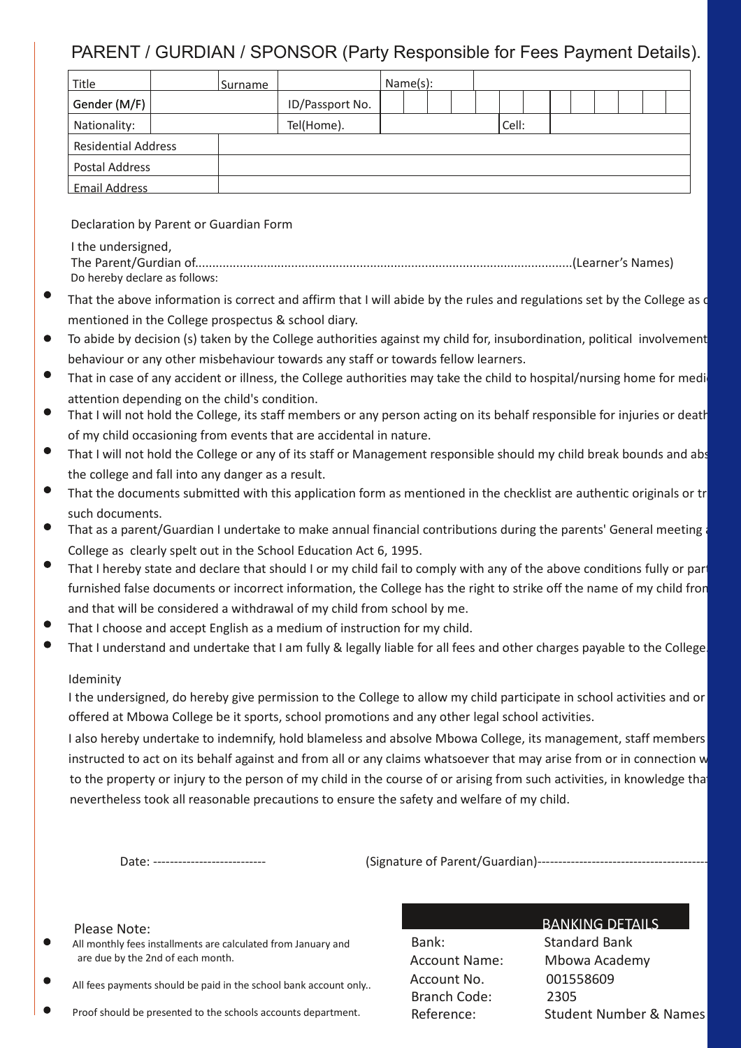# PARENT / GURDIAN / SPONSOR (Party Responsible for Fees Payment Details).

| | | | | | |
|---|---|---|---|---|---|
| Title | | Surname | | Name(s): | |
| Gender (M/F) | | ID/Passport No. | | | |
| Nationality: | | Tel(Home). | | Cell: | |
| Residential Address | | | | | |
| Postal Address | | | | | |
| Email Address | | | | | |

Declaration by Parent or Guardian Form

I the undersigned,
The Parent/Gurdian of............................................................................................................(Learner's Names)
Do hereby declare as follows:

- That the above information is correct and affirm that I will abide by the rules and regulations set by the College as o mentioned in the College prospectus & school diary.
- To abide by decision (s) taken by the College authorities against my child for, insubordination, political involvement behaviour or any other misbehaviour towards any staff or towards fellow learners.
- That in case of any accident or illness, the College authorities may take the child to hospital/nursing home for medi attention depending on the child's condition.
- That I will not hold the College, its staff members or any person acting on its behalf responsible for injuries or death of my child occasioning from events that are accidental in nature.
- That I will not hold the College or any of its staff or Management responsible should my child break bounds and abs the college and fall into any danger as a result.
- That the documents submitted with this application form as mentioned in the checklist are authentic originals or tr such documents.
- That as a parent/Guardian I undertake to make annual financial contributions during the parents' General meeting a College as clearly spelt out in the School Education Act 6, 1995.
- That I hereby state and declare that should I or my child fail to comply with any of the above conditions fully or part furnished false documents or incorrect information, the College has the right to strike off the name of my child fron and that will be considered a withdrawal of my child from school by me.
- That I choose and accept English as a medium of instruction for my child.
- That I understand and undertake that I am fully & legally liable for all fees and other charges payable to the College.

Ideminity

I the undersigned, do hereby give permission to the College to allow my child participate in school activities and or offered at Mbowa College be it sports, school promotions and any other legal school activities.

I also hereby undertake to indemnify, hold blameless and absolve Mbowa College, its management, staff members instructed to act on its behalf against and from all or any claims whatsoever that may arise from or in connection w to the property or injury to the person of my child in the course of or arising from such activities, in knowledge tha nevertheless took all reasonable precautions to ensure the safety and welfare of my child.

Date: ---------------------------  (Signature of Parent/Guardian)------------------------------------------

Please Note:

- All monthly fees installments are calculated from January and are due by the 2nd of each month.
- All fees payments should be paid in the school bank account only..
- Proof should be presented to the schools accounts department.

**BANKING DETAILS**

| | |
|---|---|
| Bank: | Standard Bank |
| Account Name: | Mbowa Academy |
| Account No. | 001558609 |
| Branch Code: | 2305 |
| Reference: | Student Number & Names |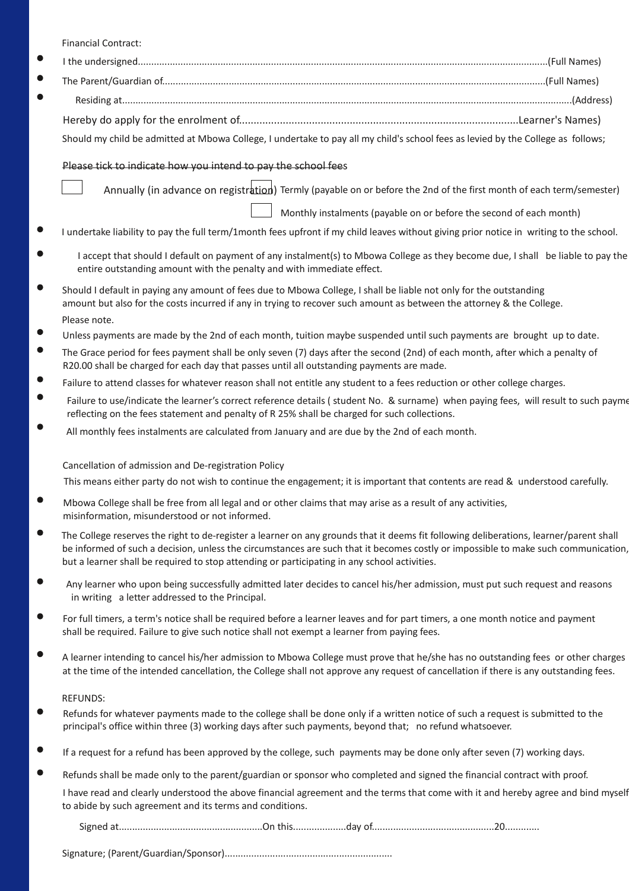Financial Contract:

- I the undersigned........................................................................................................................................................(Full Names)
- The Parent/Guardian of...............................................................................................................................................(Full Names)
- Residing at.......................................................................................................................................................................(Address)

Hereby do apply for the enrolment of...............................................................................................Learner's Names)

Should my child be admitted at Mbowa College, I undertake to pay all my child's school fees as levied by the College as follows;

~~Please tick to indicate how you intend to pay the school fees~~

☐ Annually (in advance on registration) ☐ Termly (payable on or before the 2nd of the first month of each term/semester)

☐ Monthly instalments (payable on or before the second of each month)

- I undertake liability to pay the full term/1month fees upfront if my child leaves without giving prior notice in writing to the school.
- I accept that should I default on payment of any instalment(s) to Mbowa College as they become due, I shall be liable to pay the entire outstanding amount with the penalty and with immediate effect.
- Should I default in paying any amount of fees due to Mbowa College, I shall be liable not only for the outstanding amount but also for the costs incurred if any in trying to recover such amount as between the attorney & the College.

Please note.

- Unless payments are made by the 2nd of each month, tuition maybe suspended until such payments are brought up to date.
- The Grace period for fees payment shall be only seven (7) days after the second (2nd) of each month, after which a penalty of R20.00 shall be charged for each day that passes until all outstanding payments are made.
- Failure to attend classes for whatever reason shall not entitle any student to a fees reduction or other college charges.
- Failure to use/indicate the learner's correct reference details ( student No. & surname) when paying fees, will result to such payme reflecting on the fees statement and penalty of R 25% shall be charged for such collections.
- All monthly fees instalments are calculated from January and are due by the 2nd of each month.

Cancellation of admission and De-registration Policy

This means either party do not wish to continue the engagement; it is important that contents are read & understood carefully.

- Mbowa College shall be free from all legal and or other claims that may arise as a result of any activities, misinformation, misunderstood or not informed.
- The College reserves the right to de-register a learner on any grounds that it deems fit following deliberations, learner/parent shall be informed of such a decision, unless the circumstances are such that it becomes costly or impossible to make such communication, but a learner shall be required to stop attending or participating in any school activities.
- Any learner who upon being successfully admitted later decides to cancel his/her admission, must put such request and reasons in writing a letter addressed to the Principal.
- For full timers, a term's notice shall be required before a learner leaves and for part timers, a one month notice and payment shall be required. Failure to give such notice shall not exempt a learner from paying fees.
- A learner intending to cancel his/her admission to Mbowa College must prove that he/she has no outstanding fees or other charges at the time of the intended cancellation, the College shall not approve any request of cancellation if there is any outstanding fees.

REFUNDS:

- Refunds for whatever payments made to the college shall be done only if a written notice of such a request is submitted to the principal's office within three (3) working days after such payments, beyond that; no refund whatsoever.
- If a request for a refund has been approved by the college, such payments may be done only after seven (7) working days.
- Refunds shall be made only to the parent/guardian or sponsor who completed and signed the financial contract with proof.

I have read and clearly understood the above financial agreement and the terms that come with it and hereby agree and bind myself to abide by such agreement and its terms and conditions.

Signed at.....................................................On this...................day of.............................................20............

Signature; (Parent/Guardian/Sponsor)..............................................................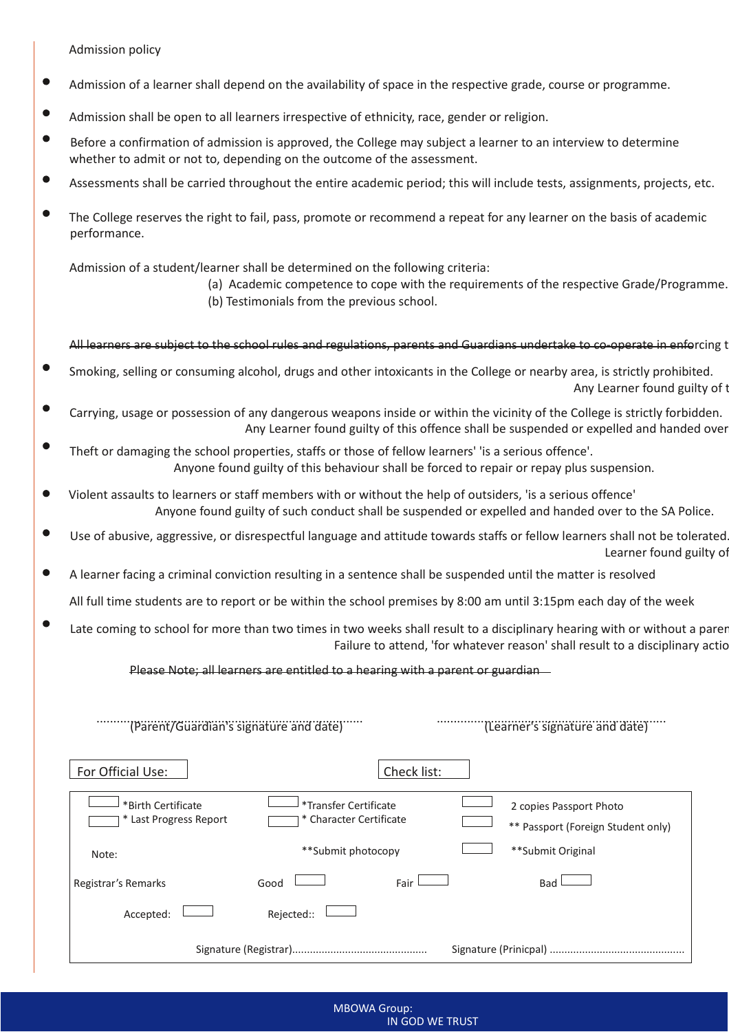Admission policy

- Admission of a learner shall depend on the availability of space in the respective grade, course or programme.
- Admission shall be open to all learners irrespective of ethnicity, race, gender or religion.
- Before a confirmation of admission is approved, the College may subject a learner to an interview to determine whether to admit or not to, depending on the outcome of the assessment.
- Assessments shall be carried throughout the entire academic period; this will include tests, assignments, projects, etc.
- The College reserves the right to fail, pass, promote or recommend a repeat for any learner on the basis of academic performance.

Admission of a student/learner shall be determined on the following criteria:

(a) Academic competence to cope with the requirements of the respective Grade/Programme.

(b) Testimonials from the previous school.

~~All learners are subject to the school rules and regulations, parents and Guardians undertake to co-operate in enforcing t~~

- Smoking, selling or consuming alcohol, drugs and other intoxicants in the College or nearby area, is strictly prohibited.
  Any Learner found guilty of t
- Carrying, usage or possession of any dangerous weapons inside or within the vicinity of the College is strictly forbidden.
  Any Learner found guilty of this offence shall be suspended or expelled and handed over
- Theft or damaging the school properties, staffs or those of fellow learners' 'is a serious offence'.
  Anyone found guilty of this behaviour shall be forced to repair or repay plus suspension.
- Violent assaults to learners or staff members with or without the help of outsiders, 'is a serious offence'
  Anyone found guilty of such conduct shall be suspended or expelled and handed over to the SA Police.
- Use of abusive, aggressive, or disrespectful language and attitude towards staffs or fellow learners shall not be tolerated.
  Learner found guilty of
- A learner facing a criminal conviction resulting in a sentence shall be suspended until the matter is resolved

All full time students are to report or be within the school premises by 8:00 am until 3:15pm each day of the week

- Late coming to school for more than two times in two weeks shall result to a disciplinary hearing with or without a paren
  Failure to attend, 'for whatever reason' shall result to a disciplinary actio

~~Please Note; all learners are entitled to a hearing with a parent or guardian~~

........................................................................ (Parent/Guardian's signature and date)

........................................................................ (Learner's signature and date)

For Official Use:

Check list:

| | | |
|---|---|---|
| ☐ *Birth Certificate | ☐ *Transfer Certificate | ☐ 2 copies Passport Photo |
| ☐ * Last Progress Report | ☐ * Character Certificate | ☐ ** Passport (Foreign Student only) |
| Note: | **Submit photocopy | ☐ **Submit Original |

Registrar's Remarks    Good ☐    Fair ☐    Bad ☐

Accepted: ☐    Rejected:: ☐

Signature (Registrar)..............................................    Signature (Prinicpal) ..............................................

MBOWA Group:
IN GOD WE TRUST